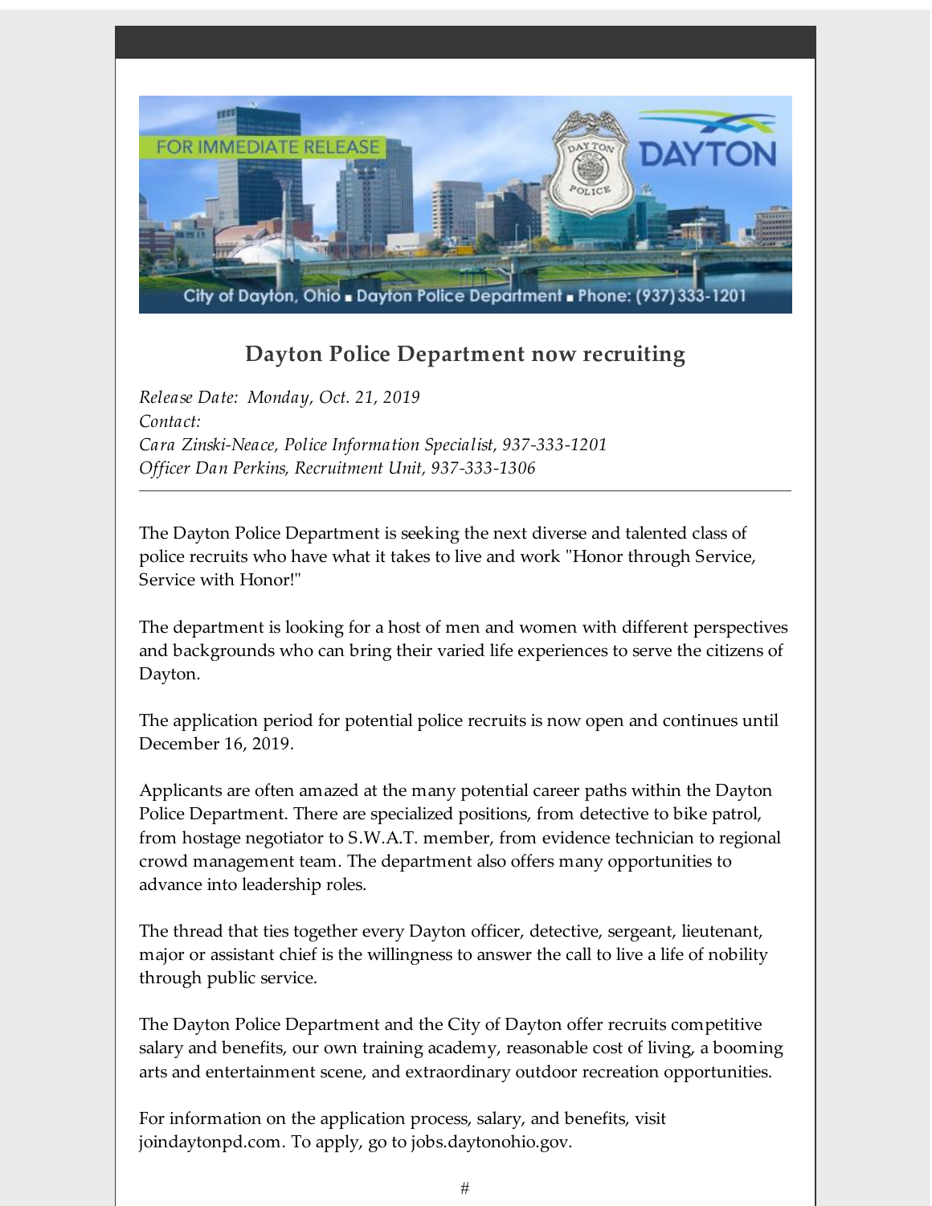FOR IMMEDIATE RELEASE

City of Dayton, Ohio ■ Dayton Police Department ■ Phone: (937) 333-1201

## Dayton Police Department now recruiting

*Release Date: Monday, Oct. 21, 2019*
*Contact:*
*Cara Zinski-Neace, Police Information Specialist, 937-333-1201*
*Officer Dan Perkins, Recruitment Unit, 937-333-1306*

---

The Dayton Police Department is seeking the next diverse and talented class of police recruits who have what it takes to live and work "Honor through Service, Service with Honor!"

The department is looking for a host of men and women with different perspectives and backgrounds who can bring their varied life experiences to serve the citizens of Dayton.

The application period for potential police recruits is now open and continues until December 16, 2019.

Applicants are often amazed at the many potential career paths within the Dayton Police Department. There are specialized positions, from detective to bike patrol, from hostage negotiator to S.W.A.T. member, from evidence technician to regional crowd management team. The department also offers many opportunities to advance into leadership roles.

The thread that ties together every Dayton officer, detective, sergeant, lieutenant, major or assistant chief is the willingness to answer the call to live a life of nobility through public service.

The Dayton Police Department and the City of Dayton offer recruits competitive salary and benefits, our own training academy, reasonable cost of living, a booming arts and entertainment scene, and extraordinary outdoor recreation opportunities.

For information on the application process, salary, and benefits, visit joindaytonpd.com. To apply, go to jobs.daytonohio.gov.

#